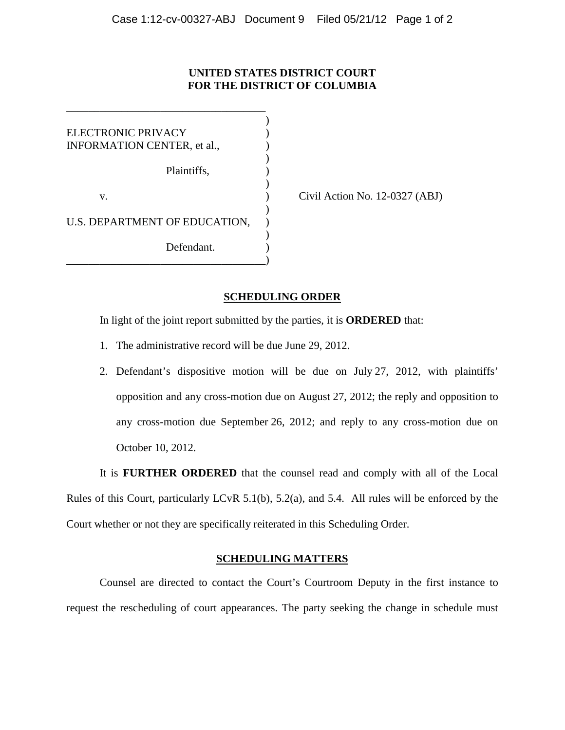**UNITED STATES DISTRICT COURT**
**FOR THE DISTRICT OF COLUMBIA**

| | |
|---|---|
| ELECTRONIC PRIVACY INFORMATION CENTER, et al., | |
| Plaintiffs, | |
| v. | Civil Action No. 12-0327 (ABJ) |
| U.S. DEPARTMENT OF EDUCATION, | |
| Defendant. | |

## SCHEDULING ORDER

In light of the joint report submitted by the parties, it is **ORDERED** that:

1. The administrative record will be due June 29, 2012.
2. Defendant's dispositive motion will be due on July 27, 2012, with plaintiffs' opposition and any cross-motion due on August 27, 2012; the reply and opposition to any cross-motion due September 26, 2012; and reply to any cross-motion due on October 10, 2012.

It is **FURTHER ORDERED** that the counsel read and comply with all of the Local Rules of this Court, particularly LCvR 5.1(b), 5.2(a), and 5.4. All rules will be enforced by the Court whether or not they are specifically reiterated in this Scheduling Order.

## SCHEDULING MATTERS

Counsel are directed to contact the Court's Courtroom Deputy in the first instance to request the rescheduling of court appearances. The party seeking the change in schedule must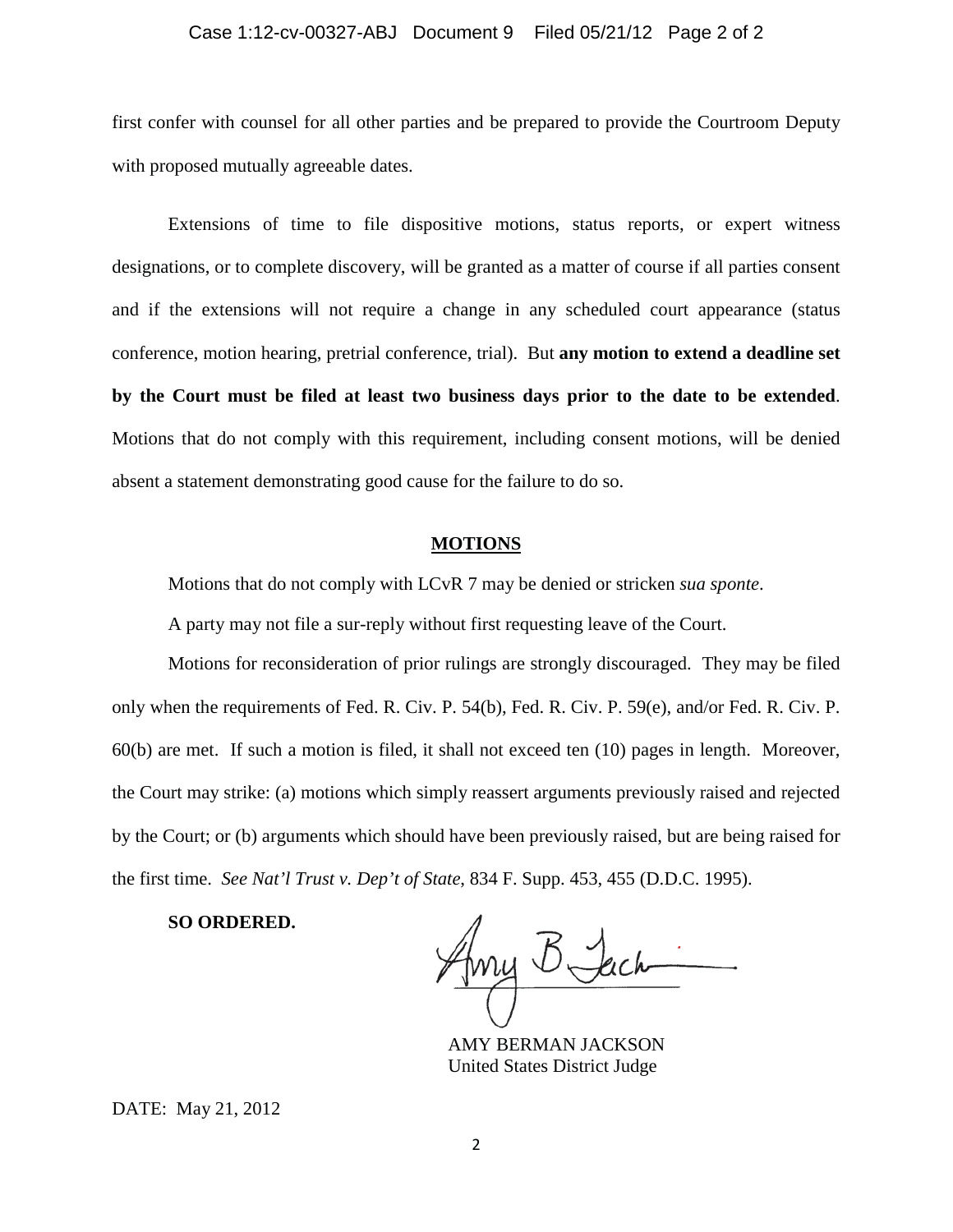first confer with counsel for all other parties and be prepared to provide the Courtroom Deputy with proposed mutually agreeable dates.

Extensions of time to file dispositive motions, status reports, or expert witness designations, or to complete discovery, will be granted as a matter of course if all parties consent and if the extensions will not require a change in any scheduled court appearance (status conference, motion hearing, pretrial conference, trial). But **any motion to extend a deadline set by the Court must be filed at least two business days prior to the date to be extended**. Motions that do not comply with this requirement, including consent motions, will be denied absent a statement demonstrating good cause for the failure to do so.

## MOTIONS

Motions that do not comply with LCvR 7 may be denied or stricken *sua sponte*.

A party may not file a sur-reply without first requesting leave of the Court.

Motions for reconsideration of prior rulings are strongly discouraged. They may be filed only when the requirements of Fed. R. Civ. P. 54(b), Fed. R. Civ. P. 59(e), and/or Fed. R. Civ. P. 60(b) are met. If such a motion is filed, it shall not exceed ten (10) pages in length. Moreover, the Court may strike: (a) motions which simply reassert arguments previously raised and rejected by the Court; or (b) arguments which should have been previously raised, but are being raised for the first time. *See Nat'l Trust v. Dep't of State*, 834 F. Supp. 453, 455 (D.D.C. 1995).

**SO ORDERED.**

AMY BERMAN JACKSON
United States District Judge

DATE: May 21, 2012